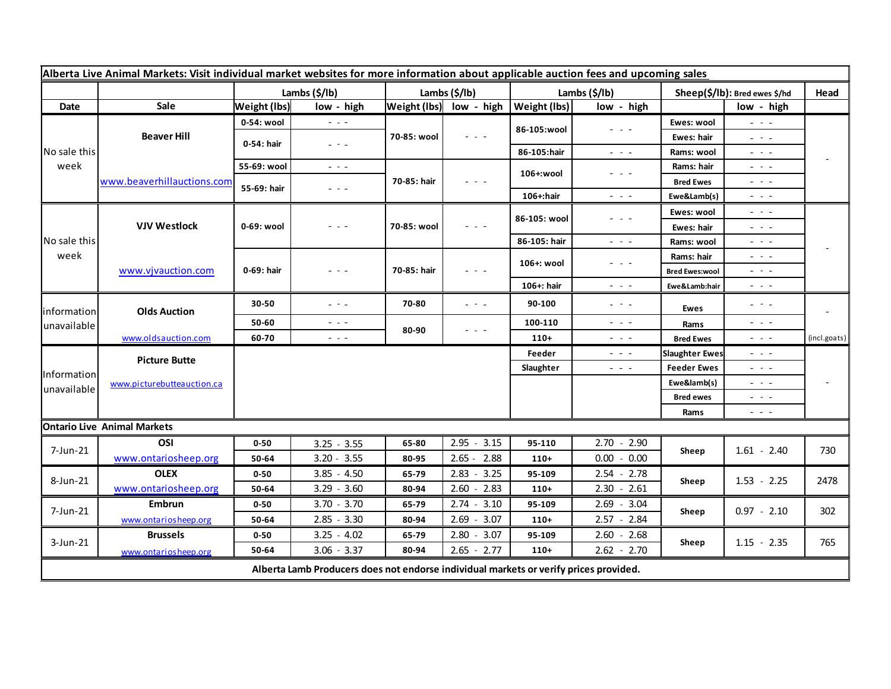| Alberta Live Animal Markets: Visit individual market websites for more information about applicable auction fees and upcoming sales | | | | | | | | | | |
|---|---|---|---|---|---|---|---|---|---|---|
| | | Lambs ($/lb) | | Lambs ($/lb) | | Lambs ($/lb) | | Sheep($/lb): Bred ewes $/hd | | Head |
| Date | Sale | Weight (lbs) | low - high | Weight (lbs) | low - high | Weight (lbs) | low - high | | low - high | |
| No sale this week | Beaver Hill | 0-54: wool | - - - | 70-85: wool | - - - | 86-105:wool | - - - | Ewes: wool | - - - | - |
| | | 0-54: hair | - - - | | | | | Ewes: hair | - - - | |
| | | | | | | 86-105:hair | - - - | Rams: wool | - - - | |
| | www.beaverhillauctions.com | 55-69: wool | - - - | 70-85: hair | - - - | 106+:wool | - - - | Rams: hair | - - - | |
| | | 55-69: hair | - - - | | | | | Bred Ewes | - - - | |
| | | | | | | 106+:hair | - - - | Ewe&Lamb(s) | - - - | |
| No sale this week | VJV Westlock | 0-69: wool | - - - | 70-85: wool | - - - | 86-105: wool | - - - | Ewes: wool | - - - | - |
| | | | | | | | | Ewes: hair | - - - | |
| | | | | | | 86-105: hair | - - - | Rams: wool | - - - | |
| | www.vjvauction.com | 0-69: hair | - - - | 70-85: hair | - - - | 106+: wool | - - - | Rams: hair | - - - | |
| | | | | | | | | Bred Ewes:wool | - - - | |
| | | | | | | 106+: hair | - - - | Ewe&Lamb:hair | - - - | |
| information unavailable | Olds Auction | 30-50 | - - - | 70-80 | - - - | 90-100 | - - - | Ewes | - - - | - |
| | | 50-60 | - - - | 80-90 | - - - | 100-110 | - - - | Rams | - - - | |
| | www.oldsauction.com | 60-70 | - - - | | | 110+ | - - - | Bred Ewes | - - - | (incl.goats) |
| Information unavailable | Picture Butte | | | | | Feeder | - - - | Slaughter Ewes | - - - | - |
| | | | | | | Slaughter | - - - | Feeder Ewes | - - - | |
| | www.picturebutteauction.ca | | | | | | | Ewe&lamb(s) | - - - | |
| | | | | | | | | Bred ewes | - - - | |
| | | | | | | | | Rams | - - - | |
| Ontario Live Animal Markets | | | | | | | | | | |
| 7-Jun-21 | OSI | 0-50 | 3.25 - 3.55 | 65-80 | 2.95 - 3.15 | 95-110 | 2.70 - 2.90 | Sheep | 1.61 - 2.40 | 730 |
| | www.ontariosheep.org | 50-64 | 3.20 - 3.55 | 80-95 | 2.65 - 2.88 | 110+ | 0.00 - 0.00 | | | |
| 8-Jun-21 | OLEX | 0-50 | 3.85 - 4.50 | 65-79 | 2.83 - 3.25 | 95-109 | 2.54 - 2.78 | Sheep | 1.53 - 2.25 | 2478 |
| | www.ontariosheep.org | 50-64 | 3.29 - 3.60 | 80-94 | 2.60 - 2.83 | 110+ | 2.30 - 2.61 | | | |
| 7-Jun-21 | Embrun | 0-50 | 3.70 - 3.70 | 65-79 | 2.74 - 3.10 | 95-109 | 2.69 - 3.04 | Sheep | 0.97 - 2.10 | 302 |
| | www.ontariosheep.org | 50-64 | 2.85 - 3.30 | 80-94 | 2.69 - 3.07 | 110+ | 2.57 - 2.84 | | | |
| 3-Jun-21 | Brussels | 0-50 | 3.25 - 4.02 | 65-79 | 2.80 - 3.07 | 95-109 | 2.60 - 2.68 | Sheep | 1.15 - 2.35 | 765 |
| | www.ontariosheep.org | 50-64 | 3.06 - 3.37 | 80-94 | 2.65 - 2.77 | 110+ | 2.62 - 2.70 | | | |
| Alberta Lamb Producers does not endorse individual markets or verify prices provided. | | | | | | | | | | |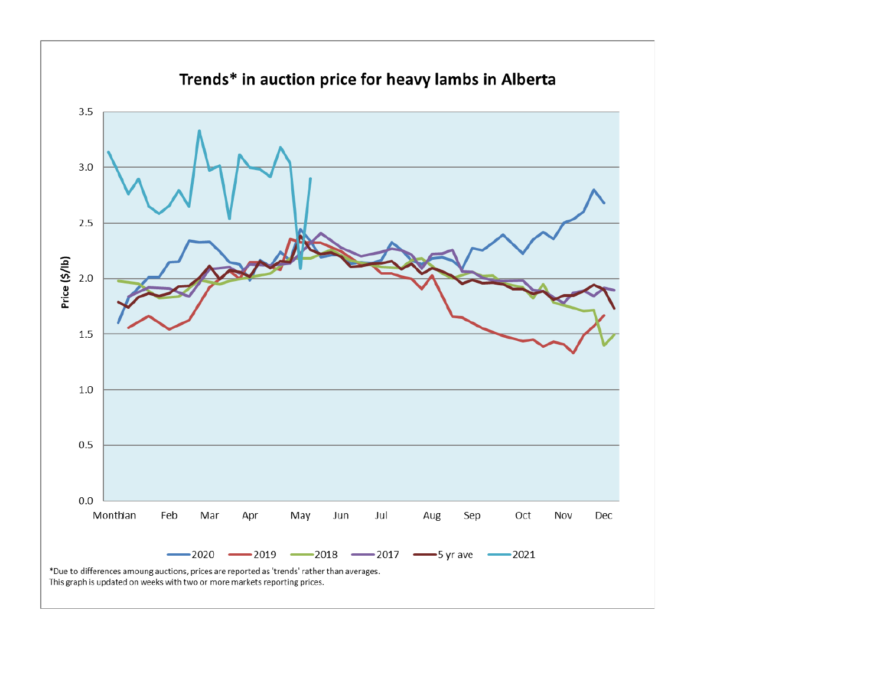## Trends* in auction price for heavy lambs in Alberta

Price ($/lb)

3.5
3.0
2.5
2.0
1.5
1.0
0.5
0.0

Month Jan Feb Mar Apr May Jun Jul Aug Sep Oct Nov Dec

2020 2019 2018 2017 5 yr ave 2021

*Due to differences amoung auctions, prices are reported as 'trends' rather than averages.
This graph is updated on weeks with two or more markets reporting prices.